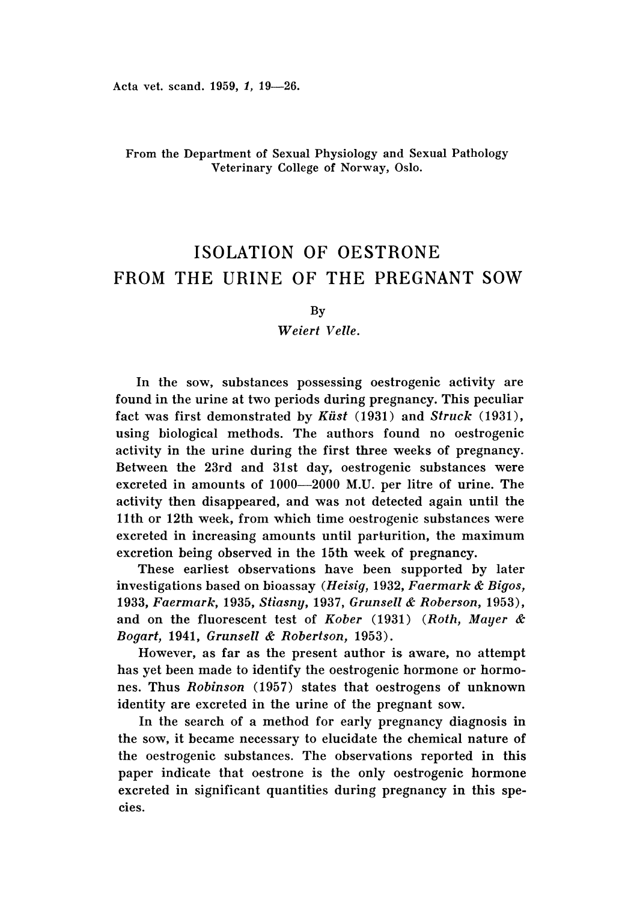From the Department of Sexual Physiology and Sexual Pathology
Veterinary College of Norway, Oslo.

# ISOLATION OF OESTRONE FROM THE URINE OF THE PREGNANT SOW

By

*Weiert Velle.*

In the sow, substances possessing oestrogenic activity are found in the urine at two periods during pregnancy. This peculiar fact was first demonstrated by *Küst* (1931) and *Struck* (1931), using biological methods. The authors found no oestrogenic activity in the urine during the first three weeks of pregnancy. Between the 23rd and 31st day, oestrogenic substances were excreted in amounts of 1000—2000 M.U. per litre of urine. The activity then disappeared, and was not detected again until the 11th or 12th week, from which time oestrogenic substances were excreted in increasing amounts until parturition, the maximum excretion being observed in the 15th week of pregnancy.

These earliest observations have been supported by later investigations based on bioassay (*Heisig*, 1932, *Faermark & Bigos*, 1933, *Faermark*, 1935, *Stiasny*, 1937, *Grunsell & Roberson*, 1953), and on the fluorescent test of *Kober* (1931) (*Roth, Mayer & Bogart*, 1941, *Grunsell & Robertson*, 1953).

However, as far as the present author is aware, no attempt has yet been made to identify the oestrogenic hormone or hormones. Thus *Robinson* (1957) states that oestrogens of unknown identity are excreted in the urine of the pregnant sow.

In the search of a method for early pregnancy diagnosis in the sow, it became necessary to elucidate the chemical nature of the oestrogenic substances. The observations reported in this paper indicate that oestrone is the only oestrogenic hormone excreted in significant quantities during pregnancy in this species.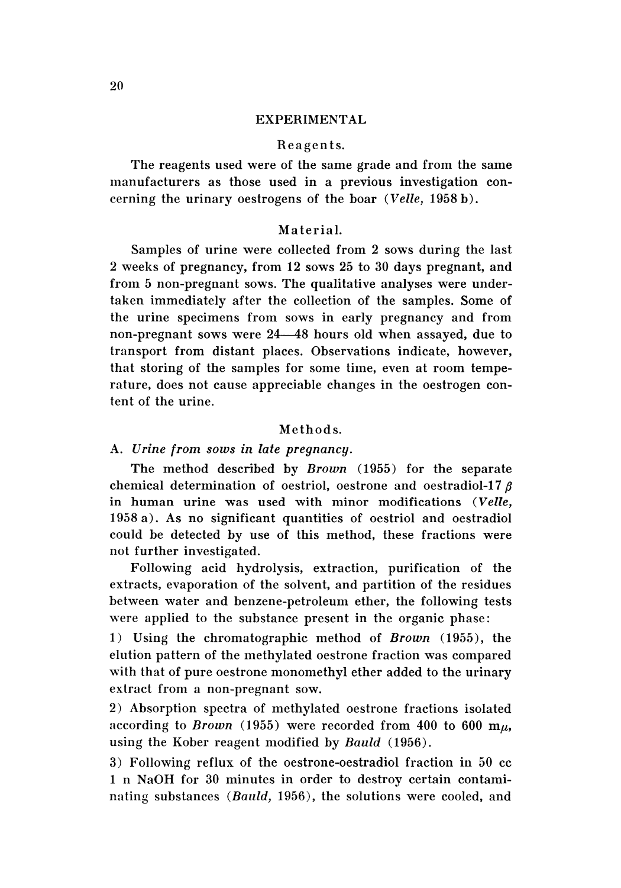## EXPERIMENTAL

### Reagents.

The reagents used were of the same grade and from the same manufacturers as those used in a previous investigation concerning the urinary oestrogens of the boar (*Velle*, 1958 b).

### Material.

Samples of urine were collected from 2 sows during the last 2 weeks of pregnancy, from 12 sows 25 to 30 days pregnant, and from 5 non-pregnant sows. The qualitative analyses were undertaken immediately after the collection of the samples. Some of the urine specimens from sows in early pregnancy and from non-pregnant sows were 24—48 hours old when assayed, due to transport from distant places. Observations indicate, however, that storing of the samples for some time, even at room temperature, does not cause appreciable changes in the oestrogen content of the urine.

### Methods.

A. *Urine from sows in late pregnancy.*

The method described by *Brown* (1955) for the separate chemical determination of oestriol, oestrone and oestradiol-17 $\beta$ in human urine was used with minor modifications (*Velle*, 1958 a). As no significant quantities of oestriol and oestradiol could be detected by use of this method, these fractions were not further investigated.

Following acid hydrolysis, extraction, purification of the extracts, evaporation of the solvent, and partition of the residues between water and benzene-petroleum ether, the following tests were applied to the substance present in the organic phase:

1) Using the chromatographic method of *Brown* (1955), the elution pattern of the methylated oestrone fraction was compared with that of pure oestrone monomethyl ether added to the urinary extract from a non-pregnant sow.

2) Absorption spectra of methylated oestrone fractions isolated according to *Brown* (1955) were recorded from 400 to 600 m$\mu$, using the Kober reagent modified by *Bauld* (1956).

3) Following reflux of the oestrone-oestradiol fraction in 50 cc 1 n NaOH for 30 minutes in order to destroy certain contaminating substances (*Bauld*, 1956), the solutions were cooled, and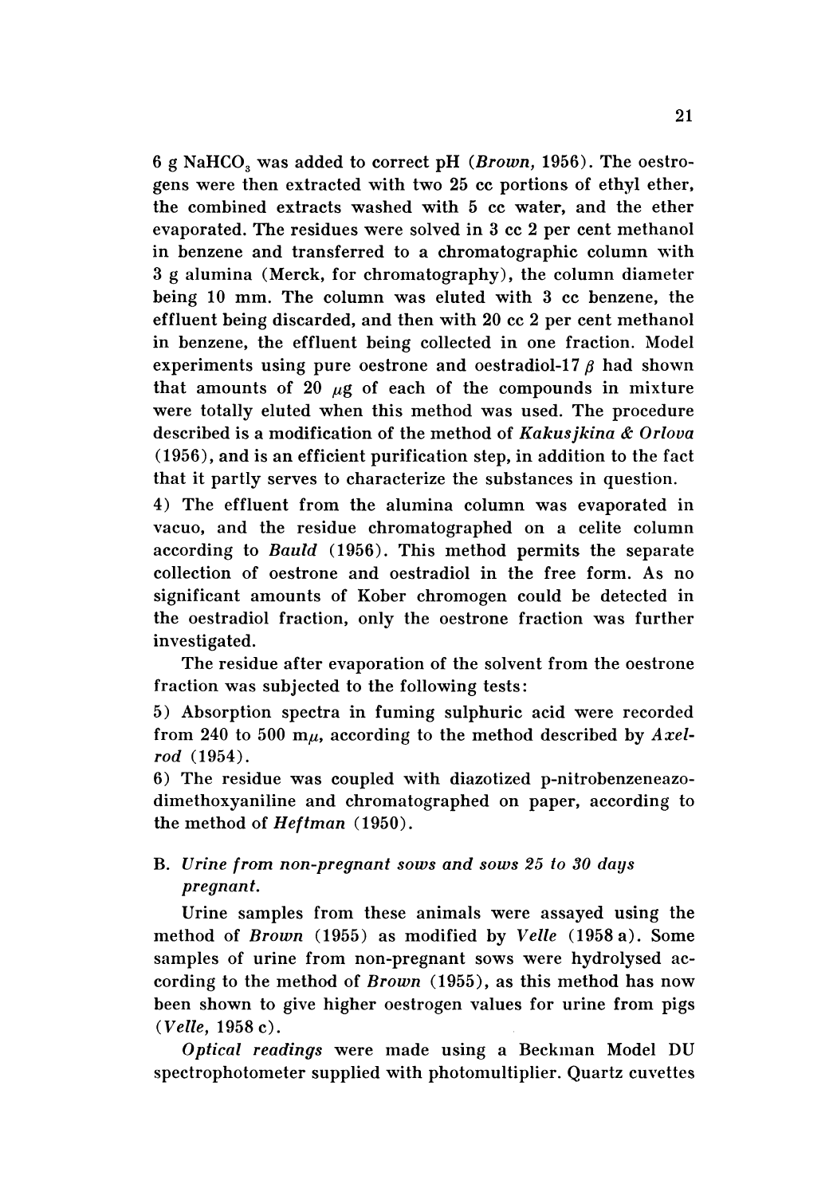6 g $NaHCO_3$ was added to correct pH (*Brown,* 1956). The oestrogens were then extracted with two 25 cc portions of ethyl ether, the combined extracts washed with 5 cc water, and the ether evaporated. The residues were solved in 3 cc 2 per cent methanol in benzene and transferred to a chromatographic column with 3 g alumina (Merck, for chromatography), the column diameter being 10 mm. The column was eluted with 3 cc benzene, the effluent being discarded, and then with 20 cc 2 per cent methanol in benzene, the effluent being collected in one fraction. Model experiments using pure oestrone and oestradiol-17 $\beta$ had shown that amounts of 20 $\mu$g of each of the compounds in mixture were totally eluted when this method was used. The procedure described is a modification of the method of *Kakusjkina & Orlova* (1956), and is an efficient purification step, in addition to the fact that it partly serves to characterize the substances in question.

4) The effluent from the alumina column was evaporated in vacuo, and the residue chromatographed on a celite column according to *Bauld* (1956). This method permits the separate collection of oestrone and oestradiol in the free form. As no significant amounts of Kober chromogen could be detected in the oestradiol fraction, only the oestrone fraction was further investigated.

The residue after evaporation of the solvent from the oestrone fraction was subjected to the following tests:

5) Absorption spectra in fuming sulphuric acid were recorded from 240 to 500 m$\mu$, according to the method described by *Axelrod* (1954).

6) The residue was coupled with diazotized p-nitrobenzeneazodimethoxyaniline and chromatographed on paper, according to the method of *Heftman* (1950).

B. *Urine from non-pregnant sows and sows 25 to 30 days pregnant.*

Urine samples from these animals were assayed using the method of *Brown* (1955) as modified by *Velle* (1958 a). Some samples of urine from non-pregnant sows were hydrolysed according to the method of *Brown* (1955), as this method has now been shown to give higher oestrogen values for urine from pigs (*Velle,* 1958 c).

*Optical readings* were made using a Beckman Model DU spectrophotometer supplied with photomultiplier. Quartz cuvettes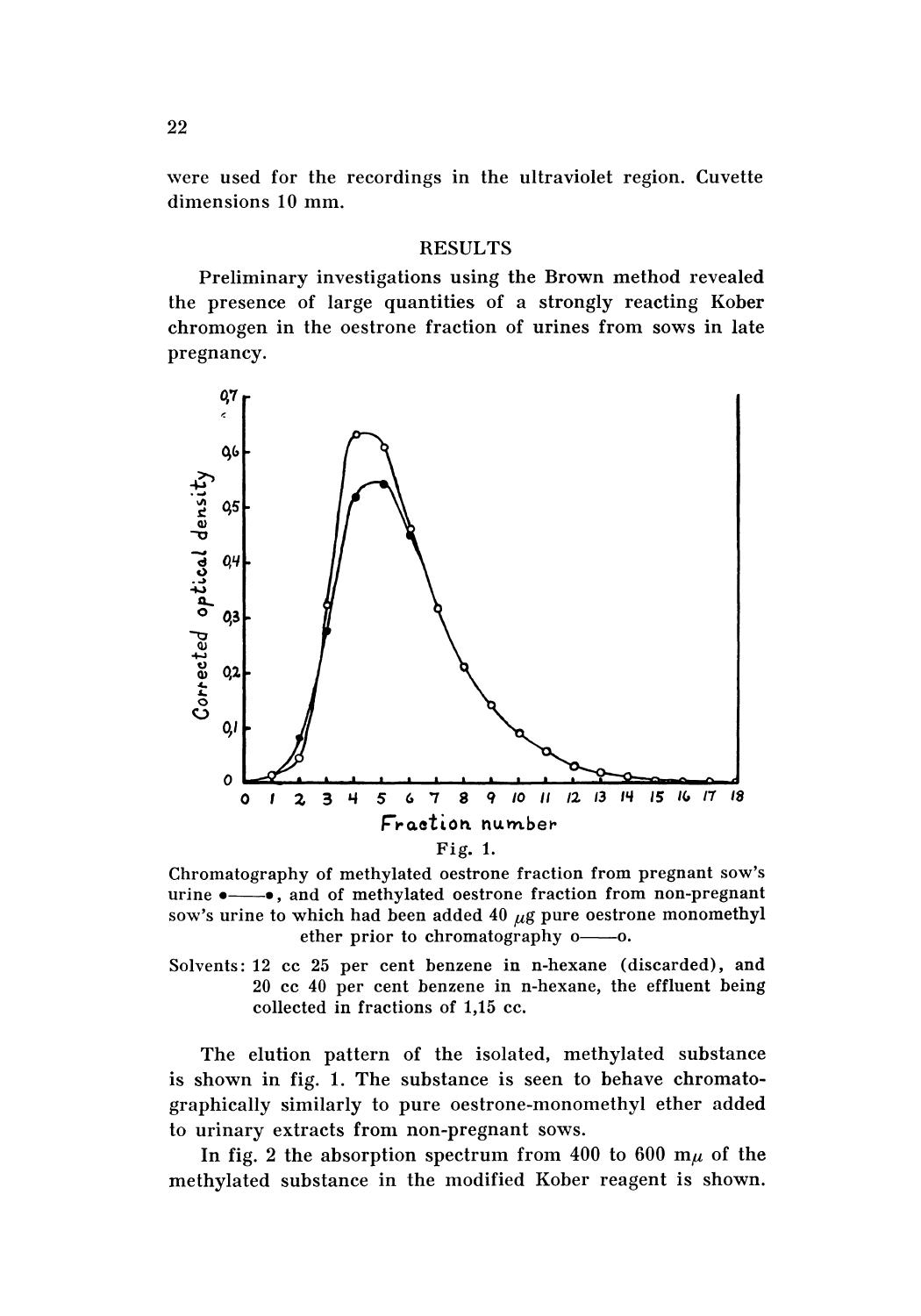were used for the recordings in the ultraviolet region. Cuvette dimensions 10 mm.

## RESULTS

Preliminary investigations using the Brown method revealed the presence of large quantities of a strongly reacting Kober chromogen in the oestrone fraction of urines from sows in late pregnancy.

Fig. 1.

Chromatography of methylated oestrone fraction from pregnant sow's urine •——•, and of methylated oestrone fraction from non-pregnant sow's urine to which had been added 40 $\mu$g pure oestrone monomethyl ether prior to chromatography o——o.

Solvents: 12 cc 25 per cent benzene in n-hexane (discarded), and 20 cc 40 per cent benzene in n-hexane, the effluent being collected in fractions of 1,15 cc.

The elution pattern of the isolated, methylated substance is shown in fig. 1. The substance is seen to behave chromatographically similarly to pure oestrone-monomethyl ether added to urinary extracts from non-pregnant sows.

In fig. 2 the absorption spectrum from 400 to 600 m$\mu$ of the methylated substance in the modified Kober reagent is shown.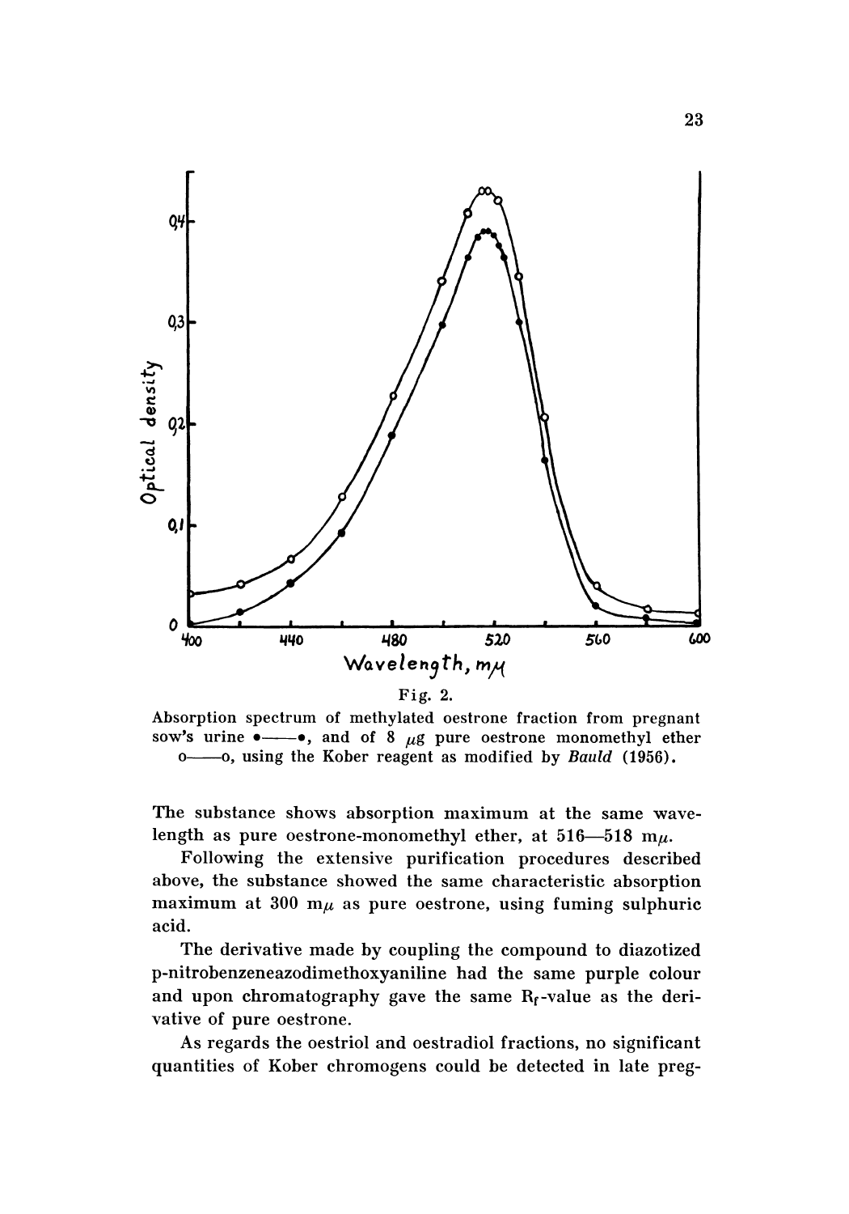Fig. 2.

Absorption spectrum of methylated oestrone fraction from pregnant sow's urine •——•, and of 8 $\mu$g pure oestrone monomethyl ether o——o, using the Kober reagent as modified by *Bauld* (1956).

The substance shows absorption maximum at the same wavelength as pure oestrone-monomethyl ether, at 516—518 m$\mu$.

Following the extensive purification procedures described above, the substance showed the same characteristic absorption maximum at 300 m$\mu$ as pure oestrone, using fuming sulphuric acid.

The derivative made by coupling the compound to diazotized p-nitrobenzeneazodimethoxyaniline had the same purple colour and upon chromatography gave the same $R_f$-value as the derivative of pure oestrone.

As regards the oestriol and oestradiol fractions, no significant quantities of Kober chromogens could be detected in late preg-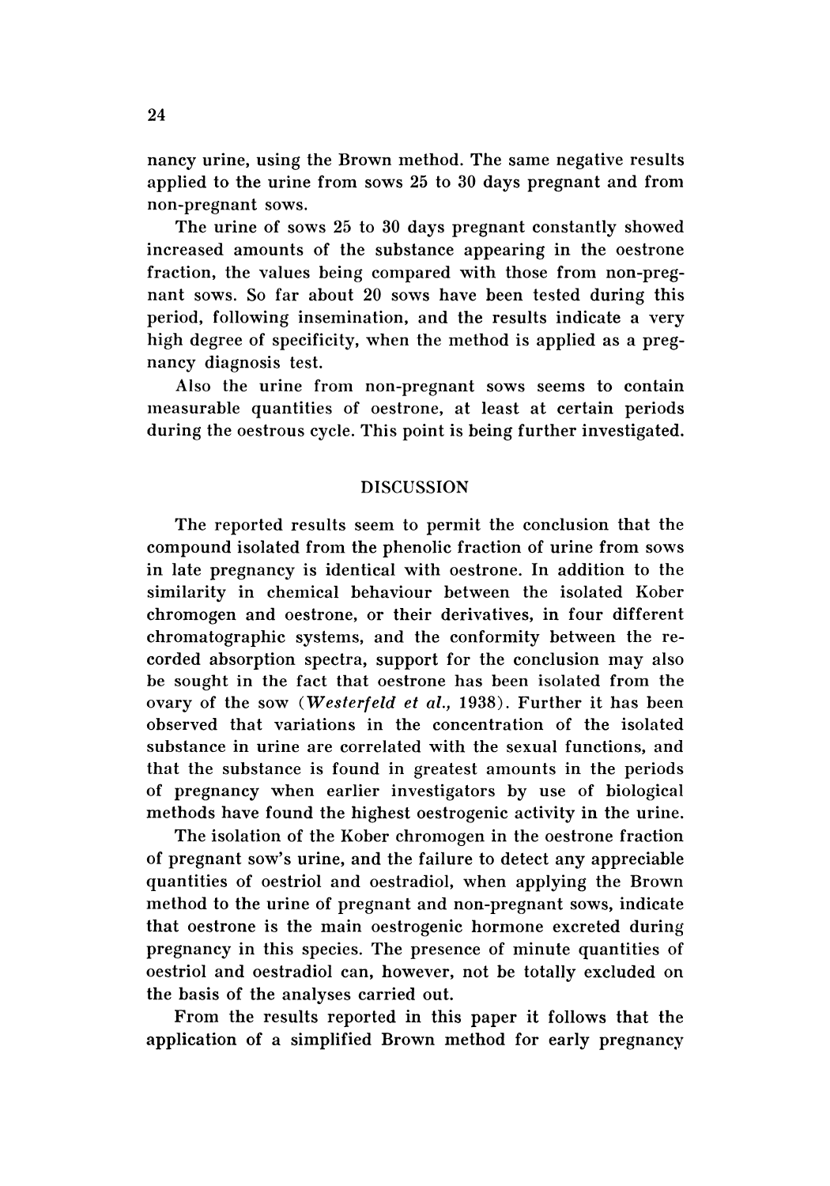nancy urine, using the Brown method. The same negative results applied to the urine from sows 25 to 30 days pregnant and from non-pregnant sows.

The urine of sows 25 to 30 days pregnant constantly showed increased amounts of the substance appearing in the oestrone fraction, the values being compared with those from non-pregnant sows. So far about 20 sows have been tested during this period, following insemination, and the results indicate a very high degree of specificity, when the method is applied as a pregnancy diagnosis test.

Also the urine from non-pregnant sows seems to contain measurable quantities of oestrone, at least at certain periods during the oestrous cycle. This point is being further investigated.

## DISCUSSION

The reported results seem to permit the conclusion that the compound isolated from the phenolic fraction of urine from sows in late pregnancy is identical with oestrone. In addition to the similarity in chemical behaviour between the isolated Kober chromogen and oestrone, or their derivatives, in four different chromatographic systems, and the conformity between the recorded absorption spectra, support for the conclusion may also be sought in the fact that oestrone has been isolated from the ovary of the sow (*Westerfeld et al.*, 1938). Further it has been observed that variations in the concentration of the isolated substance in urine are correlated with the sexual functions, and that the substance is found in greatest amounts in the periods of pregnancy when earlier investigators by use of biological methods have found the highest oestrogenic activity in the urine.

The isolation of the Kober chromogen in the oestrone fraction of pregnant sow's urine, and the failure to detect any appreciable quantities of oestriol and oestradiol, when applying the Brown method to the urine of pregnant and non-pregnant sows, indicate that oestrone is the main oestrogenic hormone excreted during pregnancy in this species. The presence of minute quantities of oestriol and oestradiol can, however, not be totally excluded on the basis of the analyses carried out.

From the results reported in this paper it follows that the application of a simplified Brown method for early pregnancy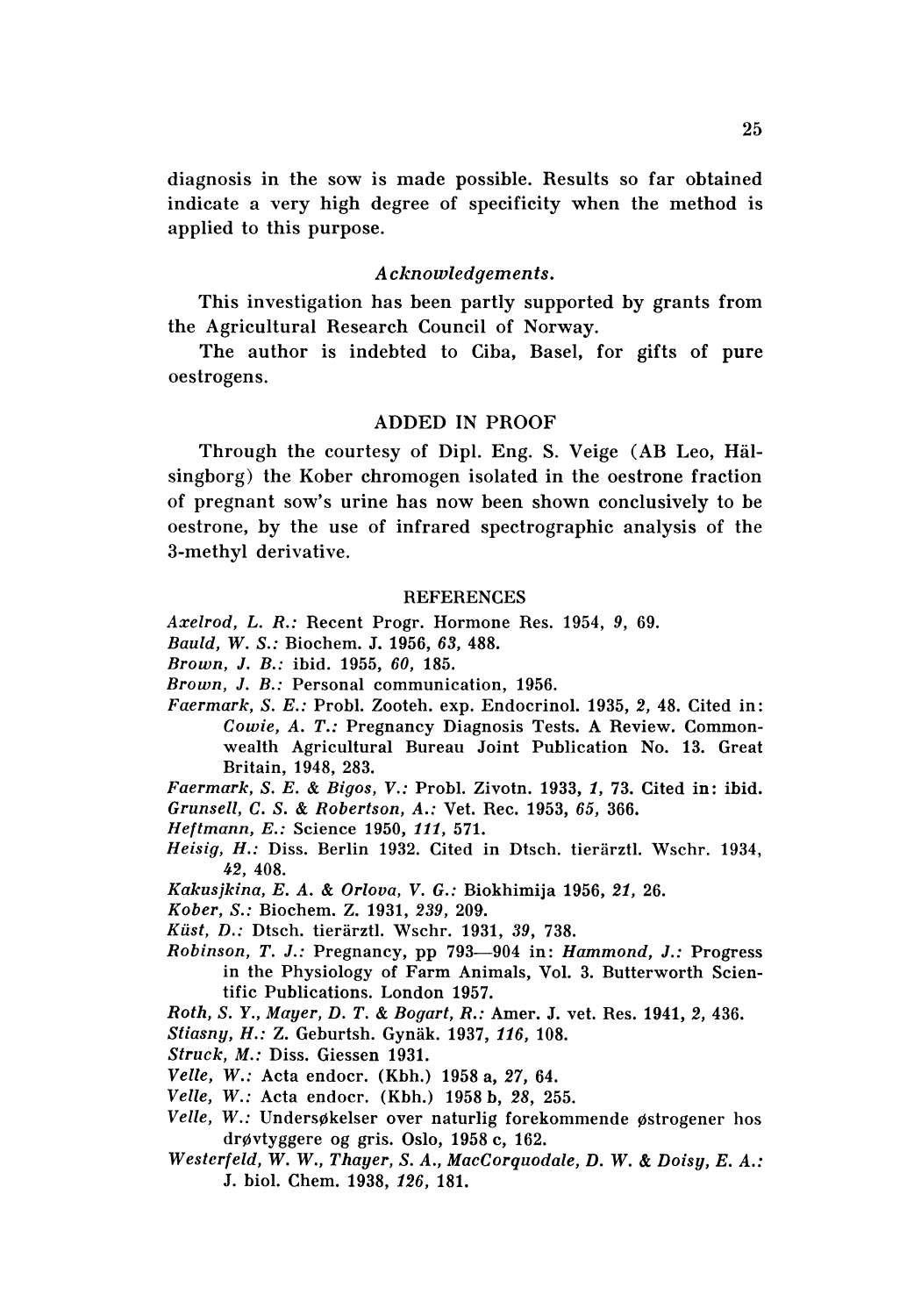diagnosis in the sow is made possible. Results so far obtained indicate a very high degree of specificity when the method is applied to this purpose.

### *Acknowledgements.*

This investigation has been partly supported by grants from the Agricultural Research Council of Norway.

The author is indebted to Ciba, Basel, for gifts of pure oestrogens.

## ADDED IN PROOF

Through the courtesy of Dipl. Eng. S. Veige (AB Leo, Hälsingborg) the Kober chromogen isolated in the oestrone fraction of pregnant sow's urine has now been shown conclusively to be oestrone, by the use of infrared spectrographic analysis of the 3-methyl derivative.

## REFERENCES

*Axelrod, L. R.:* Recent Progr. Hormone Res. 1954, *9*, 69.

*Bauld, W. S.:* Biochem. J. 1956, *63*, 488.

*Brown, J. B.:* ibid. 1955, *60*, 185.

*Brown, J. B.:* Personal communication, 1956.

*Faermark, S. E.:* Probl. Zooteh. exp. Endocrinol. 1935, *2*, 48. Cited in: *Cowie, A. T.:* Pregnancy Diagnosis Tests. A Review. Commonwealth Agricultural Bureau Joint Publication No. 13. Great Britain, 1948, 283.

*Faermark, S. E. & Bigos, V.:* Probl. Zivotn. 1933, *1*, 73. Cited in: ibid.

*Grunsell, C. S. & Robertson, A.:* Vet. Rec. 1953, *65*, 366.

*Heftmann, E.:* Science 1950, *111*, 571.

*Heisig, H.:* Diss. Berlin 1932. Cited in Dtsch. tierärztl. Wschr. 1934, *42*, 408.

*Kakusjkina, E. A. & Orlova, V. G.:* Biokhimija 1956, *21*, 26.

*Kober, S.:* Biochem. Z. 1931, *239*, 209.

*Küst, D.:* Dtsch. tierärztl. Wschr. 1931, *39*, 738.

*Robinson, T. J.:* Pregnancy, pp 793—904 in: *Hammond, J.:* Progress in the Physiology of Farm Animals, Vol. 3. Butterworth Scientific Publications. London 1957.

*Roth, S. Y., Mayer, D. T. & Bogart, R.:* Amer. J. vet. Res. 1941, *2*, 436.

*Stiasny, H.:* Z. Geburtsh. Gynäk. 1937, *116*, 108.

*Struck, M.:* Diss. Giessen 1931.

*Velle, W.:* Acta endocr. (Kbh.) 1958 a, *27*, 64.

*Velle, W.:* Acta endocr. (Kbh.) 1958 b, *28*, 255.

*Velle, W.:* Undersøkelser over naturlig forekommende østrogener hos drøvtyggere og gris. Oslo, 1958 c, 162.

*Westerfeld, W. W., Thayer, S. A., MacCorquodale, D. W. & Doisy, E. A.:* J. biol. Chem. 1938, *126*, 181.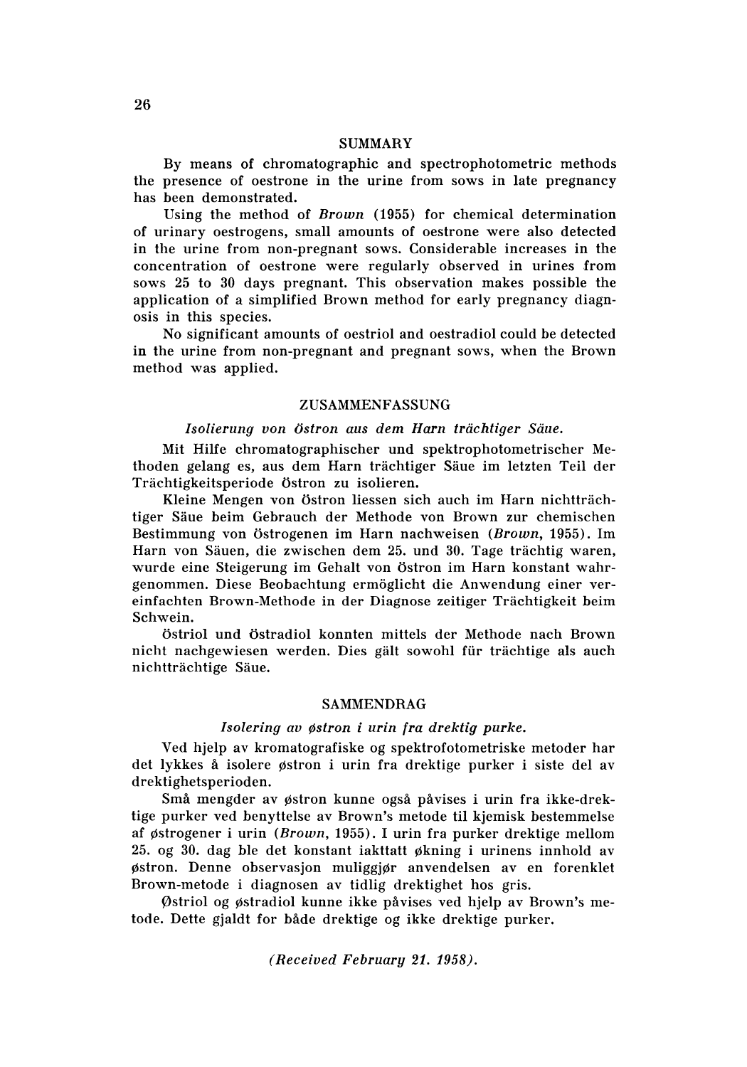## SUMMARY

By means of chromatographic and spectrophotometric methods the presence of oestrone in the urine from sows in late pregnancy has been demonstrated.

Using the method of *Brown* (1955) for chemical determination of urinary oestrogens, small amounts of oestrone were also detected in the urine from non-pregnant sows. Considerable increases in the concentration of oestrone were regularly observed in urines from sows 25 to 30 days pregnant. This observation makes possible the application of a simplified Brown method for early pregnancy diagnosis in this species.

No significant amounts of oestriol and oestradiol could be detected in the urine from non-pregnant and pregnant sows, when the Brown method was applied.

## ZUSAMMENFASSUNG

### *Isolierung von Östron aus dem Harn trächtiger Säue.*

Mit Hilfe chromatographischer und spektrophotometrischer Methoden gelang es, aus dem Harn trächtiger Säue im letzten Teil der Trächtigkeitsperiode Östron zu isolieren.

Kleine Mengen von Östron liessen sich auch im Harn nichtträchtiger Säue beim Gebrauch der Methode von Brown zur chemischen Bestimmung von Östrogenen im Harn nachweisen (*Brown*, 1955). Im Harn von Säuen, die zwischen dem 25. und 30. Tage trächtig waren, wurde eine Steigerung im Gehalt von Östron im Harn konstant wahrgenommen. Diese Beobachtung ermöglicht die Anwendung einer vereinfachten Brown-Methode in der Diagnose zeitiger Trächtigkeit beim Schwein.

Östriol und Östradiol konnten mittels der Methode nach Brown nicht nachgewiesen werden. Dies gält sowohl für trächtige als auch nichtträchtige Säue.

## SAMMENDRAG

### *Isolering av østron i urin fra drektig purke.*

Ved hjelp av kromatografiske og spektrofotometriske metoder har det lykkes å isolere østron i urin fra drektige purker i siste del av drektighetsperioden.

Små mengder av østron kunne også påvises i urin fra ikke-drektige purker ved benyttelse av Brown's metode til kjemisk bestemmelse af østrogener i urin (*Brown*, 1955). I urin fra purker drektige mellom 25. og 30. dag ble det konstant iakttatt økning i urinens innhold av østron. Denne observasjon muliggjør anvendelsen av en forenklet Brown-metode i diagnosen av tidlig drektighet hos gris.

Østriol og østradiol kunne ikke påvises ved hjelp av Brown's metode. Dette gjaldt for både drektige og ikke drektige purker.

*(Received February 21. 1958).*